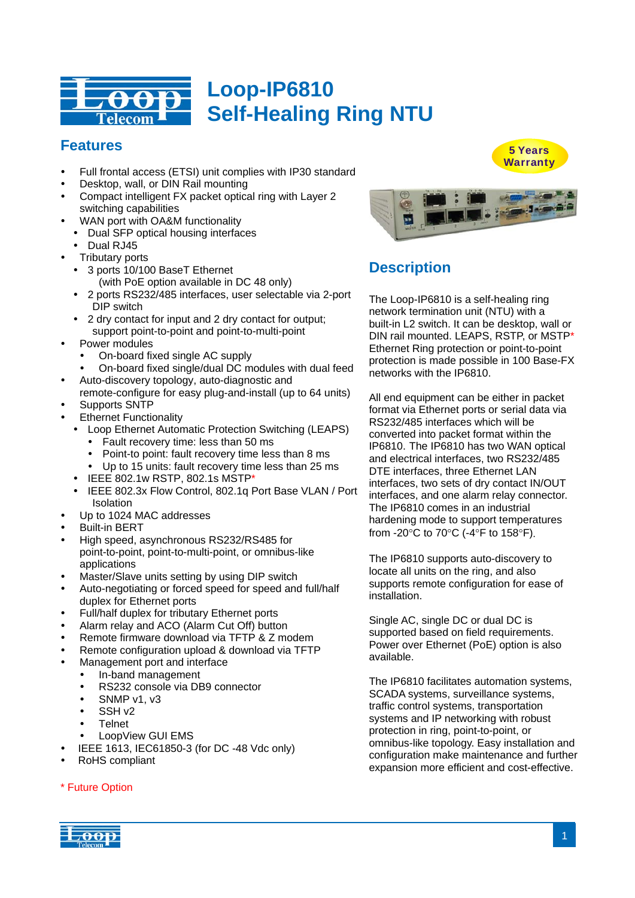# Loop-IP6810 Self-Healing Ring NTU

5 Years Warranty

## Features

- Full frontal access (ETSI) unit complies with IP30 standard
- Desktop, wall, or DIN Rail mounting
- Compact intelligent FX packet optical ring with Layer 2 switching capabilities
- WAN port with OA&M functionality
  - Dual SFP optical housing interfaces
  - Dual RJ45
- Tributary ports
  - 3 ports 10/100 BaseT Ethernet (with PoE option available in DC 48 only)
  - 2 ports RS232/485 interfaces, user selectable via 2-port DIP switch
  - 2 dry contact for input and 2 dry contact for output; support point-to-point and point-to-multi-point
- Power modules
  - On-board fixed single AC supply
  - On-board fixed single/dual DC modules with dual feed
- Auto-discovery topology, auto-diagnostic and remote-configure for easy plug-and-install (up to 64 units)
- Supports SNTP
- Ethernet Functionality
  - Loop Ethernet Automatic Protection Switching (LEAPS)
    - Fault recovery time: less than 50 ms
    - Point-to point: fault recovery time less than 8 ms
    - Up to 15 units: fault recovery time less than 25 ms
  - IEEE 802.1w RSTP, 802.1s MSTP*
  - IEEE 802.3x Flow Control, 802.1q Port Base VLAN / Port Isolation
- Up to 1024 MAC addresses
- Built-in BERT
- High speed, asynchronous RS232/RS485 for point-to-point, point-to-multi-point, or omnibus-like applications
- Master/Slave units setting by using DIP switch
- Auto-negotiating or forced speed for speed and full/half duplex for Ethernet ports
- Full/half duplex for tributary Ethernet ports
- Alarm relay and ACO (Alarm Cut Off) button
- Remote firmware download via TFTP & Z modem
- Remote configuration upload & download via TFTP
- Management port and interface
  - In-band management
  - RS232 console via DB9 connector
  - SNMP v1, v3
  - SSH v2
  - Telnet
  - LoopView GUI EMS
- IEEE 1613, IEC61850-3 (for DC -48 Vdc only)
- RoHS compliant

\* Future Option

## Description

The Loop-IP6810 is a self-healing ring network termination unit (NTU) with a built-in L2 switch. It can be desktop, wall or DIN rail mounted. LEAPS, RSTP, or MSTP* Ethernet Ring protection or point-to-point protection is made possible in 100 Base-FX networks with the IP6810.

All end equipment can be either in packet format via Ethernet ports or serial data via RS232/485 interfaces which will be converted into packet format within the IP6810. The IP6810 has two WAN optical and electrical interfaces, two RS232/485 DTE interfaces, three Ethernet LAN interfaces, two sets of dry contact IN/OUT interfaces, and one alarm relay connector. The IP6810 comes in an industrial hardening mode to support temperatures from -20°C to 70°C (-4°F to 158°F).

The IP6810 supports auto-discovery to locate all units on the ring, and also supports remote configuration for ease of installation.

Single AC, single DC or dual DC is supported based on field requirements. Power over Ethernet (PoE) option is also available.

The IP6810 facilitates automation systems, SCADA systems, surveillance systems, traffic control systems, transportation systems and IP networking with robust protection in ring, point-to-point, or omnibus-like topology. Easy installation and configuration make maintenance and further expansion more efficient and cost-effective.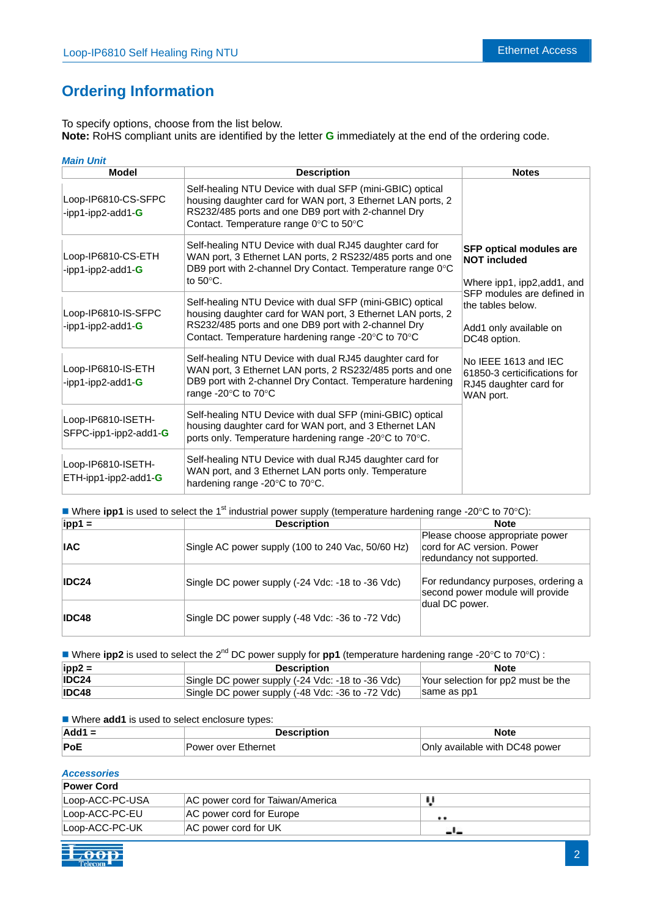## Ordering Information

To specify options, choose from the list below.
**Note:** RoHS compliant units are identified by the letter **G** immediately at the end of the ordering code.

***Main Unit***

| Model | Description | Notes |
|---|---|---|
| Loop-IP6810-CS-SFPC -ipp1-ipp2-add1-**G** | Self-healing NTU Device with dual SFP (mini-GBIC) optical housing daughter card for WAN port, 3 Ethernet LAN ports, 2 RS232/485 ports and one DB9 port with 2-channel Dry Contact. Temperature range 0°C to 50°C | **SFP optical modules are NOT included**<br><br>Where ipp1, ipp2,add1, and SFP modules are defined in the tables below.<br><br>Add1 only available on DC48 option.<br><br>No IEEE 1613 and IEC 61850-3 certicifications for RJ45 daughter card for WAN port. |
| Loop-IP6810-CS-ETH -ipp1-ipp2-add1-**G** | Self-healing NTU Device with dual RJ45 daughter card for WAN port, 3 Ethernet LAN ports, 2 RS232/485 ports and one DB9 port with 2-channel Dry Contact. Temperature range 0°C to 50°C. | |
| Loop-IP6810-IS-SFPC -ipp1-ipp2-add1-**G** | Self-healing NTU Device with dual SFP (mini-GBIC) optical housing daughter card for WAN port, 3 Ethernet LAN ports, 2 RS232/485 ports and one DB9 port with 2-channel Dry Contact. Temperature hardening range -20°C to 70°C | |
| Loop-IP6810-IS-ETH -ipp1-ipp2-add1-**G** | Self-healing NTU Device with dual RJ45 daughter card for WAN port, 3 Ethernet LAN ports, 2 RS232/485 ports and one DB9 port with 2-channel Dry Contact. Temperature hardening range -20°C to 70°C | |
| Loop-IP6810-ISETH-SFPC-ipp1-ipp2-add1-**G** | Self-healing NTU Device with dual SFP (mini-GBIC) optical housing daughter card for WAN port, and 3 Ethernet LAN ports only. Temperature hardening range -20°C to 70°C. | |
| Loop-IP6810-ISETH-ETH-ipp1-ipp2-add1-**G** | Self-healing NTU Device with dual RJ45 daughter card for WAN port, and 3 Ethernet LAN ports only. Temperature hardening range -20°C to 70°C. | |

■ Where **ipp1** is used to select the 1st industrial power supply (temperature hardening range -20°C to 70°C):

| ipp1 = | Description | Note |
|---|---|---|
| **IAC** | Single AC power supply (100 to 240 Vac, 50/60 Hz) | Please choose appropriate power cord for AC version. Power redundancy not supported. |
| **IDC24** | Single DC power supply (-24 Vdc: -18 to -36 Vdc) | For redundancy purposes, ordering a second power module will provide dual DC power. |
| **IDC48** | Single DC power supply (-48 Vdc: -36 to -72 Vdc) | |

■ Where **ipp2** is used to select the 2nd DC power supply for **pp1** (temperature hardening range -20°C to 70°C) :

| ipp2 = | Description | Note |
|---|---|---|
| **IDC24** | Single DC power supply (-24 Vdc: -18 to -36 Vdc) | Your selection for pp2 must be the same as pp1 |
| **IDC48** | Single DC power supply (-48 Vdc: -36 to -72 Vdc) | |

■ Where **add1** is used to select enclosure types:

| Add1 = | Description | Note |
|---|---|---|
| **PoE** | Power over Ethernet | Only available with DC48 power |

***Accessories***

| **Power Cord** | | |
|---|---|---|
| Loop-ACC-PC-USA | AC power cord for Taiwan/America | |
| Loop-ACC-PC-EU | AC power cord for Europe | |
| Loop-ACC-PC-UK | AC power cord for UK | |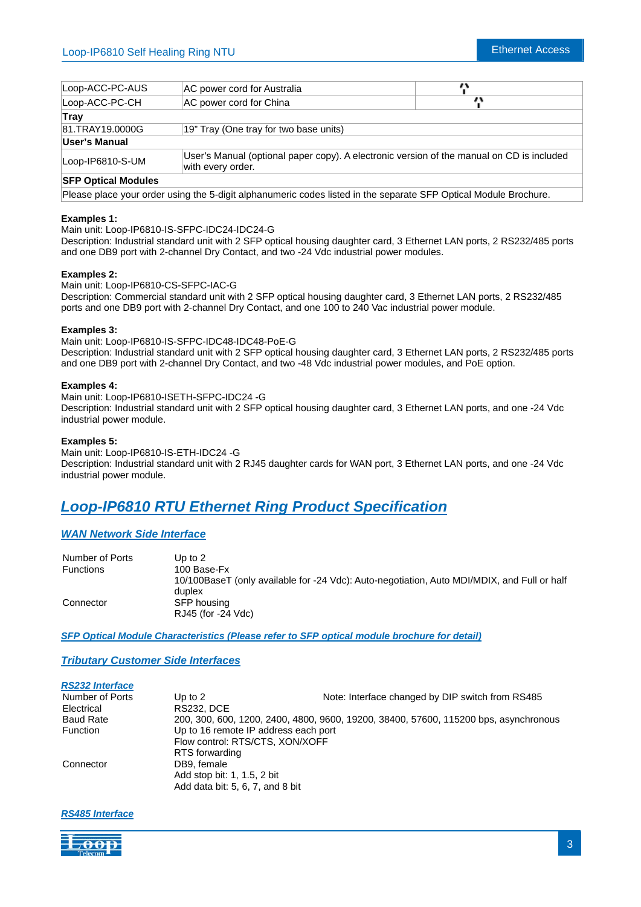| | | |
|---|---|---|
| Loop-ACC-PC-AUS | AC power cord for Australia | |
| Loop-ACC-PC-CH | AC power cord for China | |
| **Tray** | | |
| 81.TRAY19.0000G | 19" Tray (One tray for two base units) | |
| **User's Manual** | | |
| Loop-IP6810-S-UM | User's Manual (optional paper copy). A electronic version of the manual on CD is included with every order. | |
| **SFP Optical Modules** | | |
| Please place your order using the 5-digit alphanumeric codes listed in the separate SFP Optical Module Brochure. | | |

**Examples 1:**
Main unit: Loop-IP6810-IS-SFPC-IDC24-IDC24-G
Description: Industrial standard unit with 2 SFP optical housing daughter card, 3 Ethernet LAN ports, 2 RS232/485 ports and one DB9 port with 2-channel Dry Contact, and two -24 Vdc industrial power modules.

**Examples 2:**
Main unit: Loop-IP6810-CS-SFPC-IAC-G
Description: Commercial standard unit with 2 SFP optical housing daughter card, 3 Ethernet LAN ports, 2 RS232/485 ports and one DB9 port with 2-channel Dry Contact, and one 100 to 240 Vac industrial power module.

**Examples 3:**
Main unit: Loop-IP6810-IS-SFPC-IDC48-IDC48-PoE-G
Description: Industrial standard unit with 2 SFP optical housing daughter card, 3 Ethernet LAN ports, 2 RS232/485 ports and one DB9 port with 2-channel Dry Contact, and two -48 Vdc industrial power modules, and PoE option.

**Examples 4:**
Main unit: Loop-IP6810-ISETH-SFPC-IDC24 -G
Description: Industrial standard unit with 2 SFP optical housing daughter card, 3 Ethernet LAN ports, and one -24 Vdc industrial power module.

**Examples 5:**
Main unit: Loop-IP6810-IS-ETH-IDC24 -G
Description: Industrial standard unit with 2 RJ45 daughter cards for WAN port, 3 Ethernet LAN ports, and one -24 Vdc industrial power module.

# Loop-IP6810 RTU Ethernet Ring Product Specification

## WAN Network Side Interface

| | |
|---|---|
| Number of Ports | Up to 2 |
| Functions | 100 Base-Fx<br>10/100BaseT (only available for -24 Vdc): Auto-negotiation, Auto MDI/MDIX, and Full or half duplex |
| Connector | SFP housing<br>RJ45 (for -24 Vdc) |

## SFP Optical Module Characteristics (Please refer to SFP optical module brochure for detail)

## Tributary Customer Side Interfaces

### RS232 Interface

| | | |
|---|---|---|
| Number of Ports | Up to 2 | Note: Interface changed by DIP switch from RS485 |
| Electrical | RS232, DCE | |
| Baud Rate | 200, 300, 600, 1200, 2400, 4800, 9600, 19200, 38400, 57600, 115200 bps, asynchronous | |
| Function | Up to 16 remote IP address each port<br>Flow control: RTS/CTS, XON/XOFF<br>RTS forwarding | |
| Connector | DB9, female<br>Add stop bit: 1, 1.5, 2 bit<br>Add data bit: 5, 6, 7, and 8 bit | |

### RS485 Interface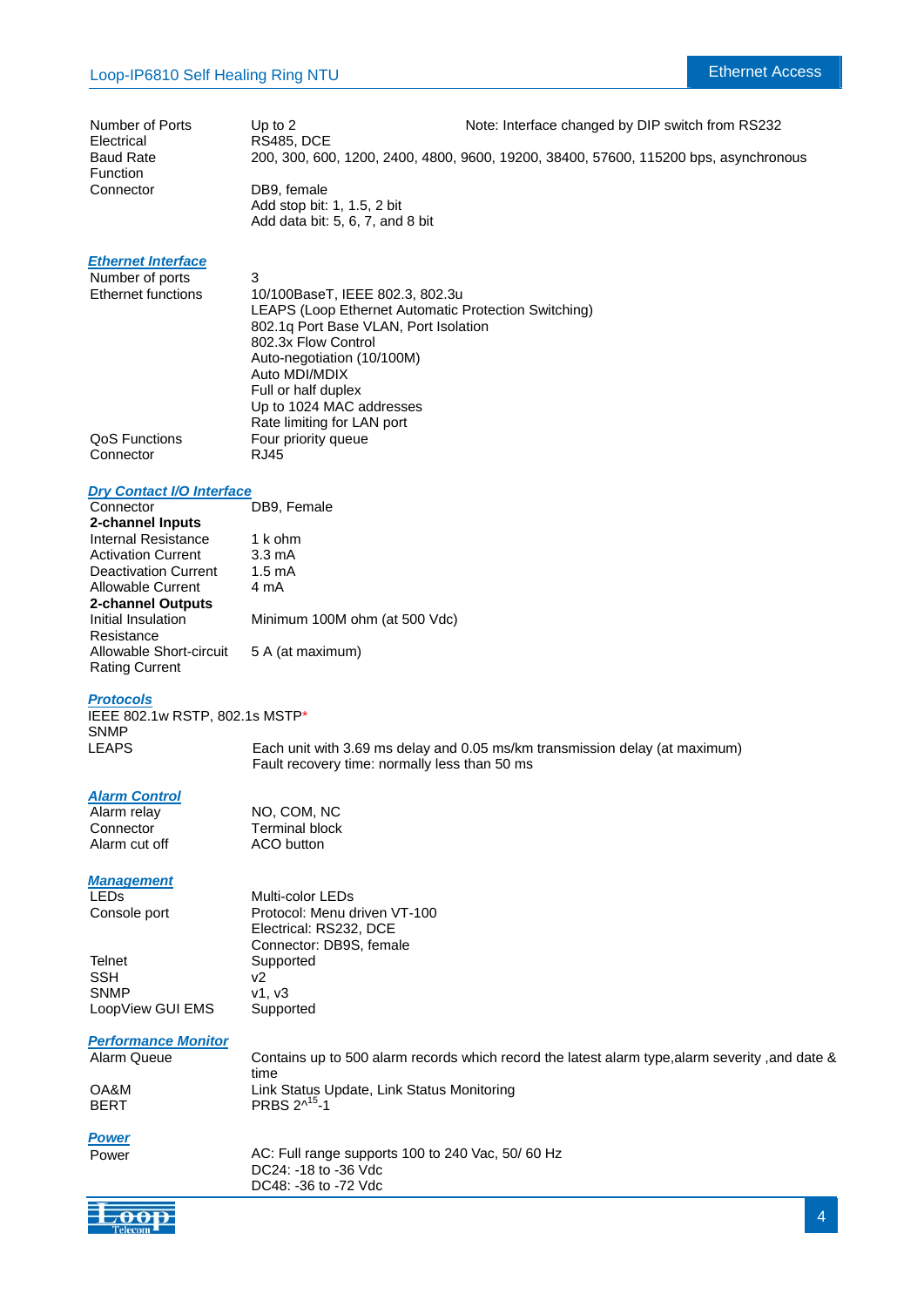| | | |
|---|---|---|
| Number of Ports | Up to 2 | Note: Interface changed by DIP switch from RS232 |
| Electrical | RS485, DCE | |
| Baud Rate | 200, 300, 600, 1200, 2400, 4800, 9600, 19200, 38400, 57600, 115200 bps, asynchronous | |
| Function | | |
| Connector | DB9, female<br>Add stop bit: 1, 1.5, 2 bit<br>Add data bit: 5, 6, 7, and 8 bit | |

### *Ethernet Interface*

| | |
|---|---|
| Number of ports | 3 |
| Ethernet functions | 10/100BaseT, IEEE 802.3, 802.3u<br>LEAPS (Loop Ethernet Automatic Protection Switching)<br>802.1q Port Base VLAN, Port Isolation<br>802.3x Flow Control<br>Auto-negotiation (10/100M)<br>Auto MDI/MDIX<br>Full or half duplex<br>Up to 1024 MAC addresses<br>Rate limiting for LAN port |
| QoS Functions | Four priority queue |
| Connector | RJ45 |

### *Dry Contact I/O Interface*

| | |
|---|---|
| Connector | DB9, Female |
| **2-channel Inputs** | |
| Internal Resistance | 1 k ohm |
| Activation Current | 3.3 mA |
| Deactivation Current | 1.5 mA |
| Allowable Current | 4 mA |
| **2-channel Outputs** | |
| Initial Insulation Resistance | Minimum 100M ohm (at 500 Vdc) |
| Allowable Short-circuit Rating Current | 5 A (at maximum) |

### *Protocols*

IEEE 802.1w RSTP, 802.1s MSTP*
SNMP

| | |
|---|---|
| LEAPS | Each unit with 3.69 ms delay and 0.05 ms/km transmission delay (at maximum)<br>Fault recovery time: normally less than 50 ms |

### *Alarm Control*

| | |
|---|---|
| Alarm relay | NO, COM, NC |
| Connector | Terminal block |
| Alarm cut off | ACO button |

### *Management*

| | |
|---|---|
| LEDs | Multi-color LEDs |
| Console port | Protocol: Menu driven VT-100<br>Electrical: RS232, DCE<br>Connector: DB9S, female |
| Telnet | Supported |
| SSH | v2 |
| SNMP | v1, v3 |
| LoopView GUI EMS | Supported |

### *Performance Monitor*

| | |
|---|---|
| Alarm Queue | Contains up to 500 alarm records which record the latest alarm type,alarm severity ,and date & time |
| OA&M | Link Status Update, Link Status Monitoring |
| BERT | PRBS $2^{15}$-1 |

### *Power*

| | |
|---|---|
| Power | AC: Full range supports 100 to 240 Vac, 50/ 60 Hz<br>DC24: -18 to -36 Vdc<br>DC48: -36 to -72 Vdc |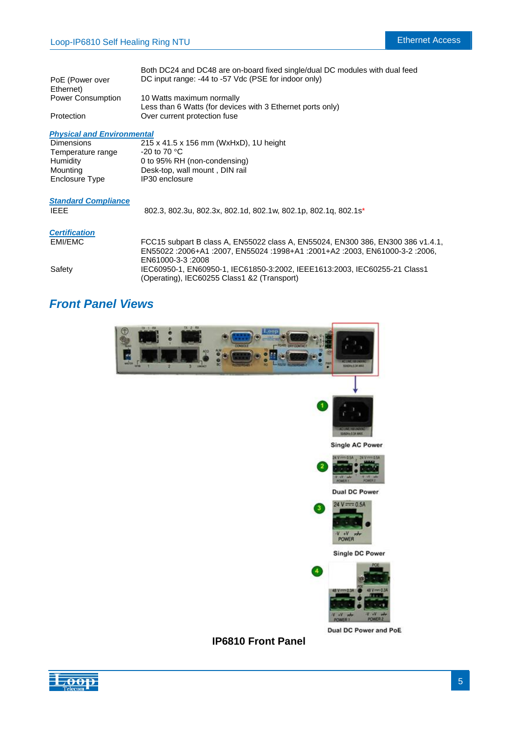| | |
|---|---|
| | Both DC24 and DC48 are on-board fixed single/dual DC modules with dual feed |
| PoE (Power over Ethernet) | DC input range: -44 to -57 Vdc (PSE for indoor only) |
| Power Consumption | 10 Watts maximum normally<br>Less than 6 Watts (for devices with 3 Ethernet ports only) |
| Protection | Over current protection fuse |

### Physical and Environmental

| | |
|---|---|
| Dimensions | 215 x 41.5 x 156 mm (WxHxD), 1U height |
| Temperature range | -20 to 70 °C |
| Humidity | 0 to 95% RH (non-condensing) |
| Mounting | Desk-top, wall mount , DIN rail |
| Enclosure Type | IP30 enclosure |

### Standard Compliance

| | |
|---|---|
| IEEE | 802.3, 802.3u, 802.3x, 802.1d, 802.1w, 802.1p, 802.1q, 802.1s* |

### Certification

| | |
|---|---|
| EMI/EMC | FCC15 subpart B class A, EN55022 class A, EN55024, EN300 386, EN300 386 v1.4.1, EN55022 :2006+A1 :2007, EN55024 :1998+A1 :2001+A2 :2003, EN61000-3-2 :2006, EN61000-3-3 :2008 |
| Safety | IEC60950-1, EN60950-1, IEC61850-3:2002, IEEE1613:2003, IEC60255-21 Class1 (Operating), IEC60255 Class1 &2 (Transport) |

## Front Panel Views

1 Single AC Power

2 Dual DC Power

3 Single DC Power

4 Dual DC Power and PoE

**IP6810 Front Panel**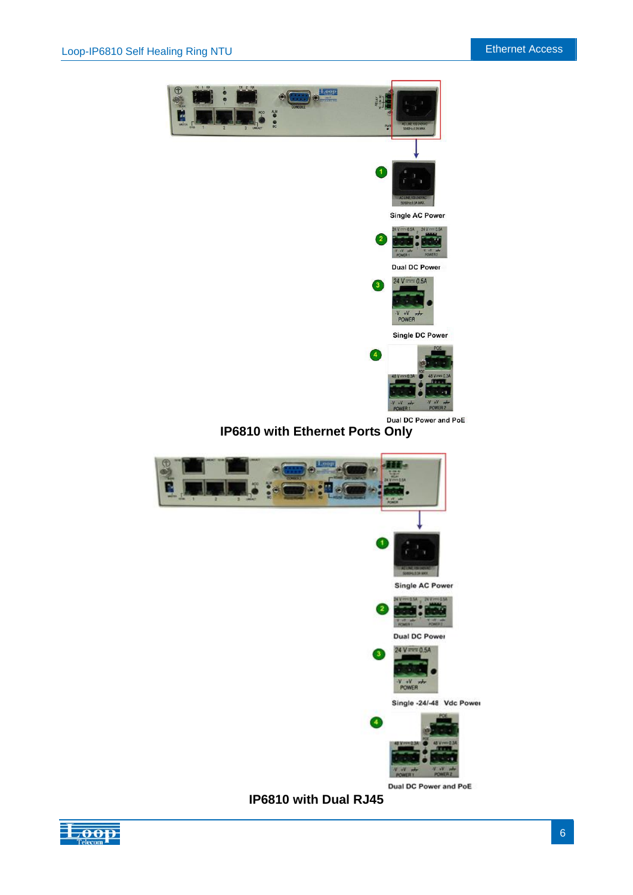Single AC Power

Dual DC Power

Single DC Power

Dual DC Power and PoE

**IP6810 with Ethernet Ports Only**

Single AC Power

Dual DC Power

Single -24/-48 Vdc Power

Dual DC Power and PoE

**IP6810 with Dual RJ45**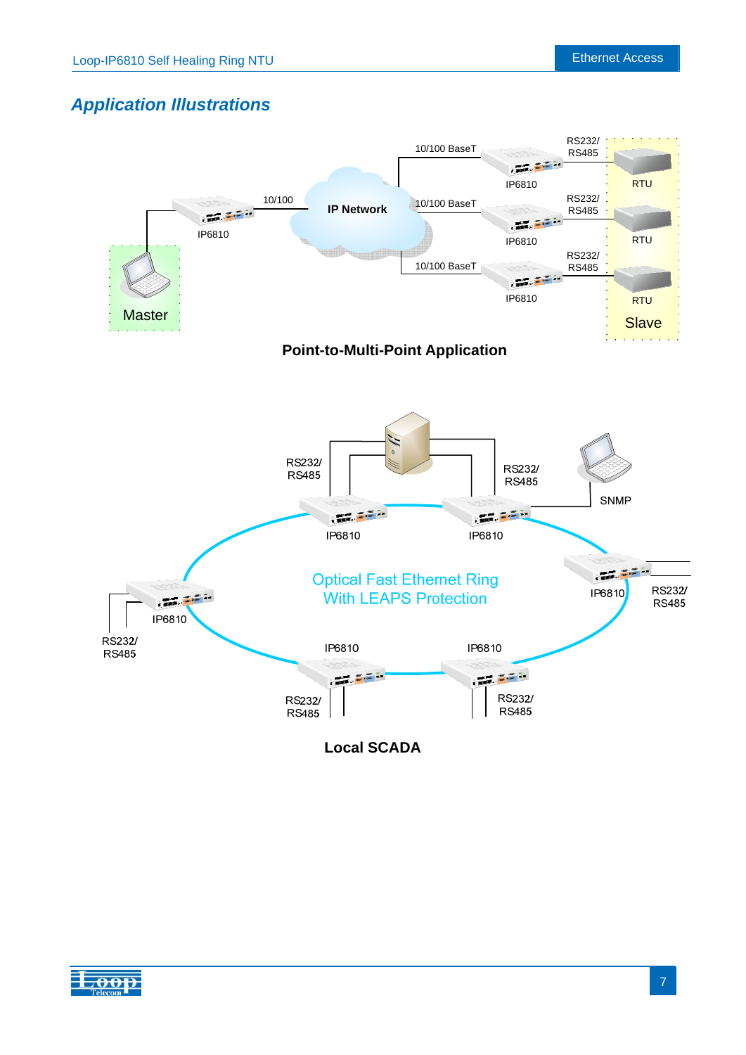## Application Illustrations

**Point-to-Multi-Point Application**

**Local SCADA**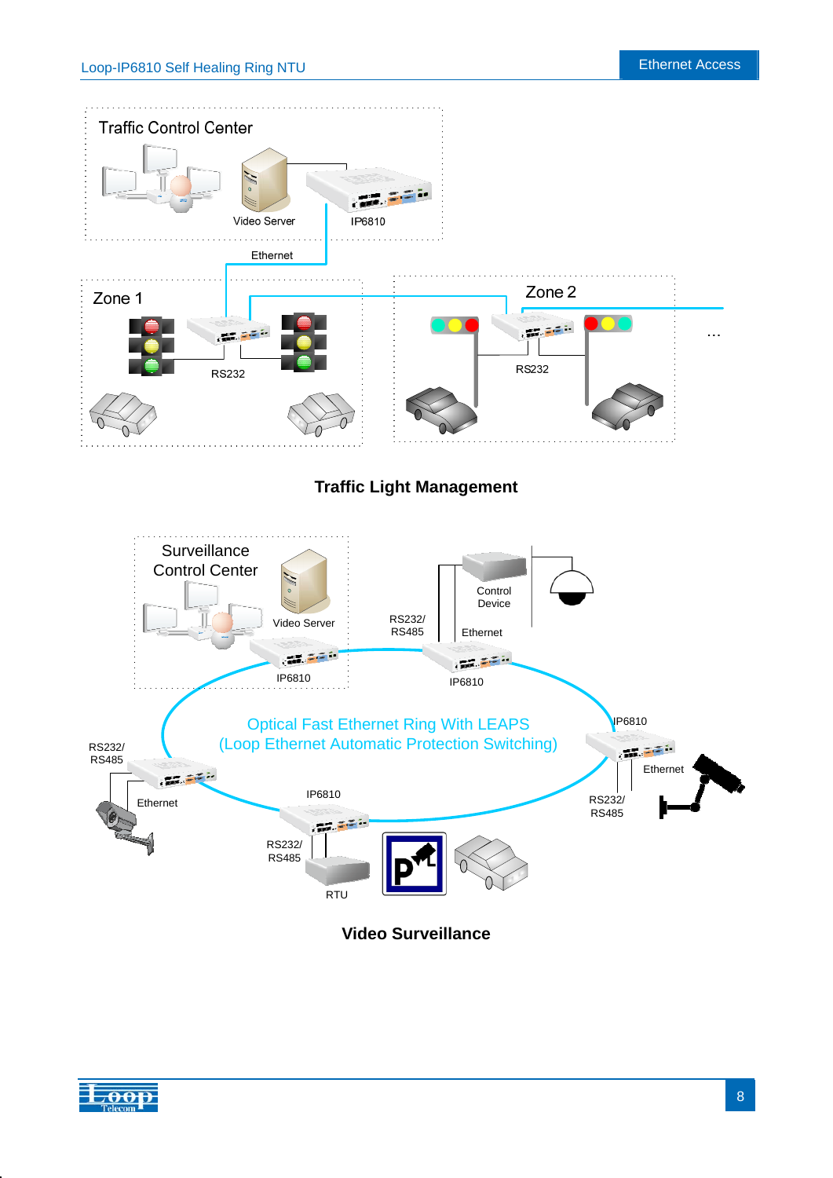**Traffic Light Management**

**Video Surveillance**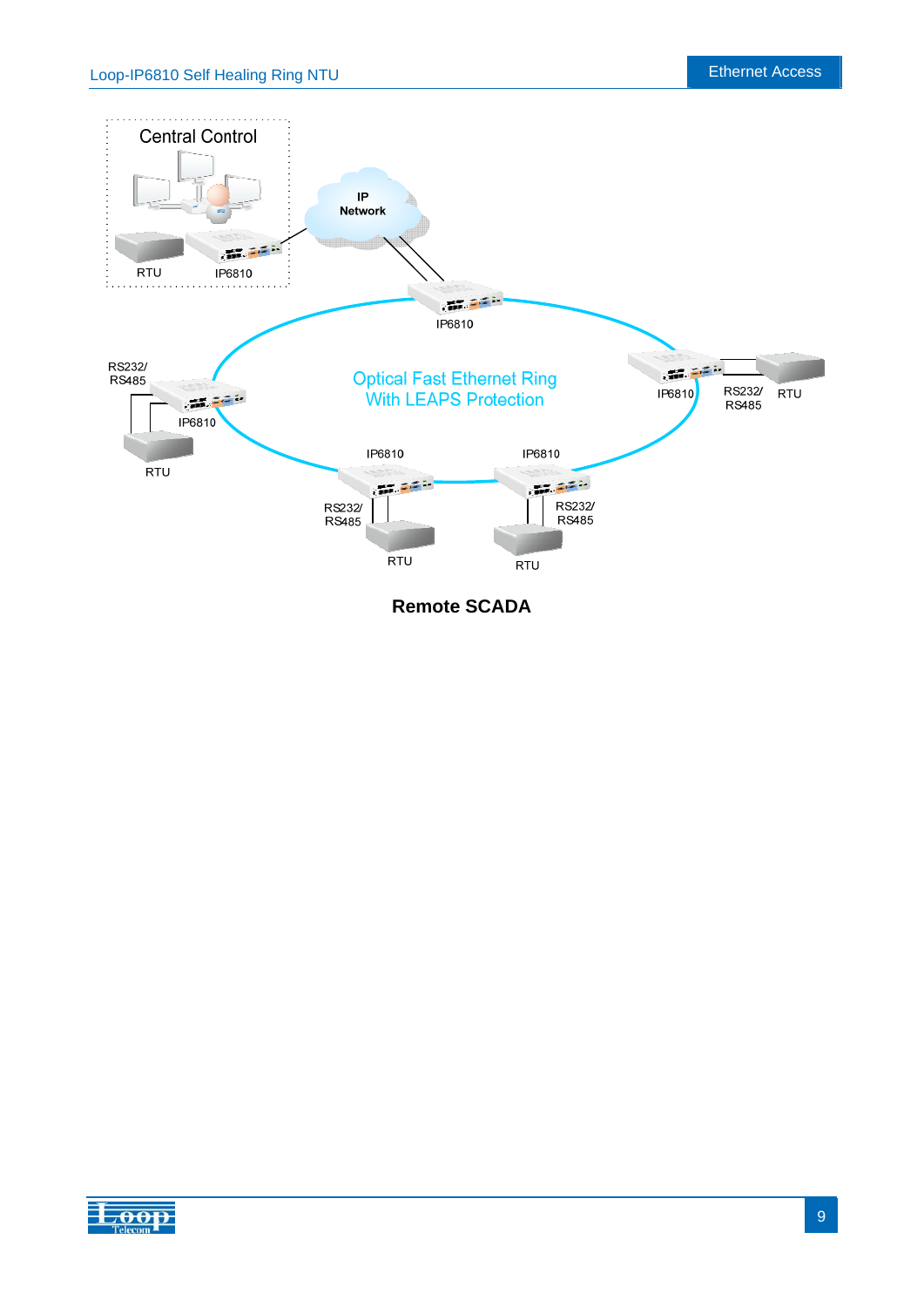Central Control

RTU

IP6810

IP Network

IP6810

Optical Fast Ethernet Ring
With LEAPS Protection

RS232/
RS485

IP6810

RTU

IP6810

RS232/
RS485

RTU

IP6810

RS232/
RS485

RTU

IP6810

RS232/
RS485

RTU

**Remote SCADA**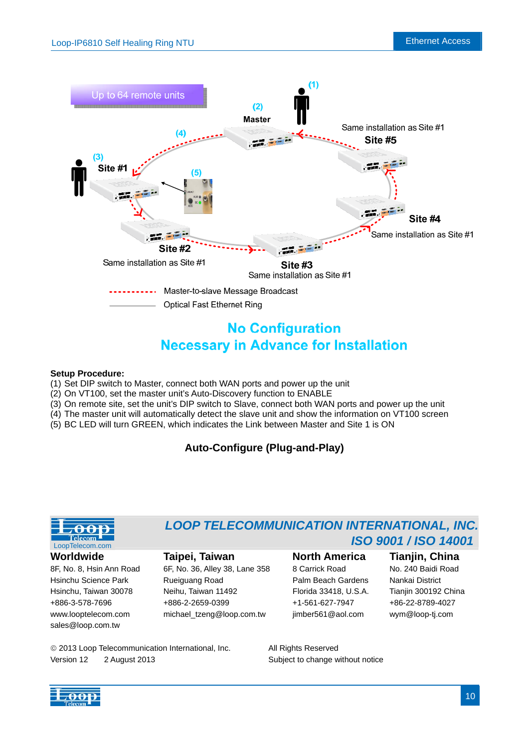Up to 64 remote units

(1)

(2) Master

(3) Site #1

(4)

(5)

Site #2
Same installation as Site #1

Site #3
Same installation as Site #1

Site #4
Same installation as Site #1

Site #5
Same installation as Site #1

Master-to-slave Message Broadcast

Optical Fast Ethernet Ring

## No Configuration Necessary in Advance for Installation

**Setup Procedure:**

(1) Set DIP switch to Master, connect both WAN ports and power up the unit
(2) On VT100, set the master unit's Auto-Discovery function to ENABLE
(3) On remote site, set the unit's DIP switch to Slave, connect both WAN ports and power up the unit
(4) The master unit will automatically detect the slave unit and show the information on VT100 screen
(5) BC LED will turn GREEN, which indicates the Link between Master and Site 1 is ON

**Auto-Configure (Plug-and-Play)**

LoopTelecom.com

***LOOP TELECOMMUNICATION INTERNATIONAL, INC.***
***ISO 9001 / ISO 14001***

**Worldwide**
8F, No. 8, Hsin Ann Road
Hsinchu Science Park
Hsinchu, Taiwan 30078
+886-3-578-7696
www.looptelecom.com
sales@loop.com.tw

**Taipei, Taiwan**
6F, No. 36, Alley 38, Lane 358
Rueiguang Road
Neihu, Taiwan 11492
+886-2-2659-0399
michael_tzeng@loop.com.tw

**North America**
8 Carrick Road
Palm Beach Gardens
Florida 33418, U.S.A.
+1-561-627-7947
jimber561@aol.com

**Tianjin, China**
No. 240 Baidi Road
Nankai District
Tianjin 300192 China
+86-22-8789-4027
wym@loop-tj.com

© 2013 Loop Telecommunication International, Inc.
Version 12 2 August 2013

All Rights Reserved
Subject to change without notice